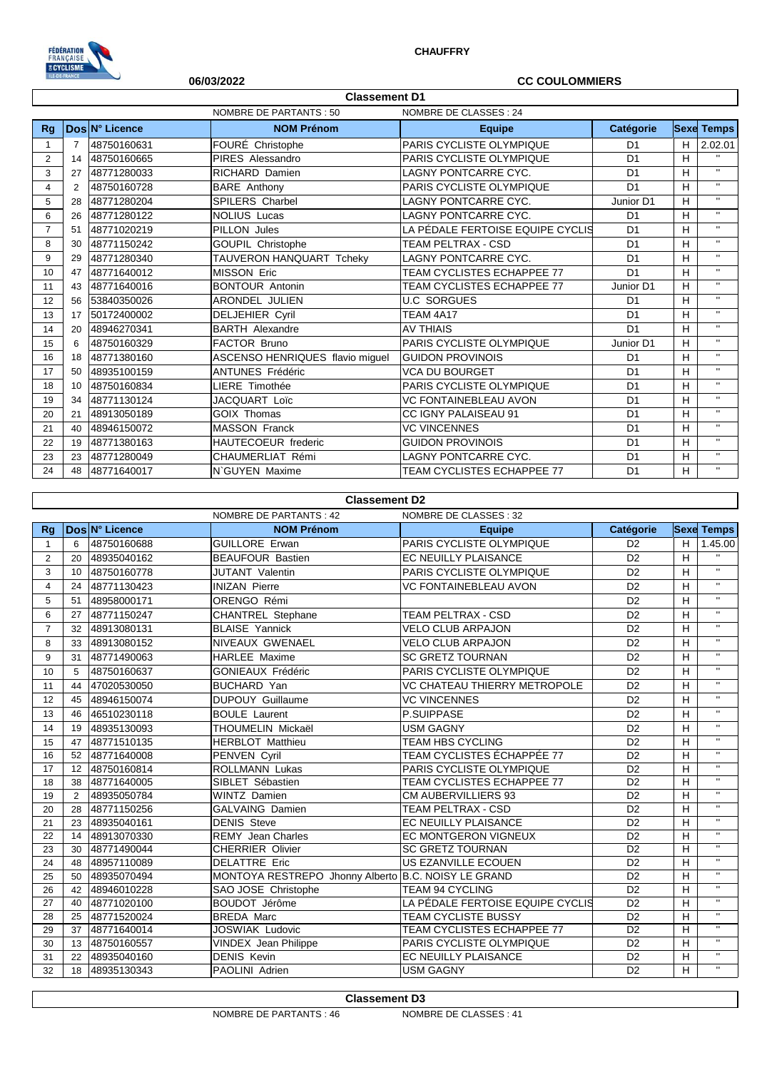**CHAUFFRY**

**06/03/2022** **CC COULOMMIERS**

## Classement D1

NOMBRE DE PARTANTS : 50 NOMBRE DE CLASSES : 24

| Rg | Dos | N° Licence | NOM Prénom | Equipe | Catégorie | Sexe | Temps |
|---|---|---|---|---|---|---|---|
| 1 | 7 | 48750160631 | FOURÉ Christophe | PARIS CYCLISTE OLYMPIQUE | D1 | H | 2.02.01 |
| 2 | 14 | 48750160665 | PIRES Alessandro | PARIS CYCLISTE OLYMPIQUE | D1 | H | " |
| 3 | 27 | 48771280033 | RICHARD Damien | LAGNY PONTCARRE CYC. | D1 | H | " |
| 4 | 2 | 48750160728 | BARE Anthony | PARIS CYCLISTE OLYMPIQUE | D1 | H | " |
| 5 | 28 | 48771280204 | SPILERS Charbel | LAGNY PONTCARRE CYC. | Junior D1 | H | " |
| 6 | 26 | 48771280122 | NOLIUS Lucas | LAGNY PONTCARRE CYC. | D1 | H | " |
| 7 | 51 | 48771020219 | PILLON Jules | LA PÉDALE FERTOISE EQUIPE CYCLIS | D1 | H | " |
| 8 | 30 | 48771150242 | GOUPIL Christophe | TEAM PELTRAX - CSD | D1 | H | " |
| 9 | 29 | 48771280340 | TAUVERON HANQUART Tcheky | LAGNY PONTCARRE CYC. | D1 | H | " |
| 10 | 47 | 48771640012 | MISSON Eric | TEAM CYCLISTES ECHAPPEE 77 | D1 | H | " |
| 11 | 43 | 48771640016 | BONTOUR Antonin | TEAM CYCLISTES ECHAPPEE 77 | Junior D1 | H | " |
| 12 | 56 | 53840350026 | ARONDEL JULIEN | U.C SORGUES | D1 | H | " |
| 13 | 17 | 50172400002 | DELJEHIER Cyril | TEAM 4A17 | D1 | H | " |
| 14 | 20 | 48946270341 | BARTH Alexandre | AV THIAIS | D1 | H | " |
| 15 | 6 | 48750160329 | FACTOR Bruno | PARIS CYCLISTE OLYMPIQUE | Junior D1 | H | " |
| 16 | 18 | 48771380160 | ASCENSO HENRIQUES flavio miguel | GUIDON PROVINOIS | D1 | H | " |
| 17 | 50 | 48935100159 | ANTUNES Frédéric | VCA DU BOURGET | D1 | H | " |
| 18 | 10 | 48750160834 | LIERE Timothée | PARIS CYCLISTE OLYMPIQUE | D1 | H | " |
| 19 | 34 | 48771130124 | JACQUART Loïc | VC FONTAINEBLEAU AVON | D1 | H | " |
| 20 | 21 | 48913050189 | GOIX Thomas | CC IGNY PALAISEAU 91 | D1 | H | " |
| 21 | 40 | 48946150072 | MASSON Franck | VC VINCENNES | D1 | H | " |
| 22 | 19 | 48771380163 | HAUTECOEUR frederic | GUIDON PROVINOIS | D1 | H | " |
| 23 | 23 | 48771280049 | CHAUMERLIAT Rémi | LAGNY PONTCARRE CYC. | D1 | H | " |
| 24 | 48 | 48771640017 | N`GUYEN Maxime | TEAM CYCLISTES ECHAPPEE 77 | D1 | H | " |

## Classement D2

NOMBRE DE PARTANTS : 42 NOMBRE DE CLASSES : 32

| Rg | Dos | N° Licence | NOM Prénom | Equipe | Catégorie | Sexe | Temps |
|---|---|---|---|---|---|---|---|
| 1 | 6 | 48750160688 | GUILLORE Erwan | PARIS CYCLISTE OLYMPIQUE | D2 | H | 1.45.00 |
| 2 | 20 | 48935040162 | BEAUFOUR Bastien | EC NEUILLY PLAISANCE | D2 | H | " |
| 3 | 10 | 48750160778 | JUTANT Valentin | PARIS CYCLISTE OLYMPIQUE | D2 | H | " |
| 4 | 24 | 48771130423 | INIZAN Pierre | VC FONTAINEBLEAU AVON | D2 | H | " |
| 5 | 18 | 48958000171 | ORENGO Rémi | | D2 | H | " |
| 6 | 27 | 48771150247 | CHANTREL Stephane | TEAM PELTRAX - CSD | D2 | H | " |
| 7 | 32 | 48913080131 | BLAISE Yannick | VELO CLUB ARPAJON | D2 | H | " |
| 8 | 33 | 48913080152 | NIVEAUX GWENAEL | VELO CLUB ARPAJON | D2 | H | " |
| 9 | 31 | 48771490063 | HARLEE Maxime | SC GRETZ TOURNAN | D2 | H | " |
| 10 | 5 | 48750160637 | GONIEAUX Frédéric | PARIS CYCLISTE OLYMPIQUE | D2 | H | " |
| 11 | 44 | 47020530050 | BUCHARD Yan | VC CHATEAU THIERRY METROPOLE | D2 | H | " |
| 12 | 45 | 48946150074 | DUPOUY Guillaume | VC VINCENNES | D2 | H | " |
| 13 | 46 | 46510230118 | BOULE Laurent | P.SUIPPASE | D2 | H | " |
| 14 | 19 | 48935130093 | THOUMELIN Mickaël | USM GAGNY | D2 | H | " |
| 15 | 47 | 48771510135 | HERBLOT Matthieu | TEAM HBS CYCLING | D2 | H | " |
| 16 | 52 | 48771640008 | PENVEN Cyril | TEAM CYCLISTES ÉCHAPPÉE 77 | D2 | H | " |
| 17 | 12 | 48750160814 | ROLLMANN Lukas | PARIS CYCLISTE OLYMPIQUE | D2 | H | " |
| 18 | 38 | 48771640005 | SIBLET Sébastien | TEAM CYCLISTES ECHAPPEE 77 | D2 | H | " |
| 19 | 2 | 48935050784 | WINTZ Damien | CM AUBERVILLIERS 93 | D2 | H | " |
| 20 | 28 | 48771150256 | GALVAING Damien | TEAM PELTRAX - CSD | D2 | H | " |
| 21 | 23 | 48935040161 | DENIS Steve | EC NEUILLY PLAISANCE | D2 | H | " |
| 22 | 14 | 48913070330 | REMY Jean Charles | EC MONTGERON VIGNEUX | D2 | H | " |
| 23 | 30 | 48771490044 | CHERRIER Olivier | SC GRETZ TOURNAN | D2 | H | " |
| 24 | 48 | 48957110089 | DELATTRE Eric | US EZANVILLE ECOUEN | D2 | H | " |
| 25 | 50 | 48935070494 | MONTOYA RESTREPO Jhonny Alberto | B.C. NOISY LE GRAND | D2 | H | " |
| 26 | 42 | 48946010228 | SAO JOSE Christophe | TEAM 94 CYCLING | D2 | H | " |
| 27 | 40 | 48771020100 | BOUDOT Jérôme | LA PÉDALE FERTOISE EQUIPE CYCLIS | D2 | H | " |
| 28 | 25 | 48771520024 | BREDA Marc | TEAM CYCLISTE BUSSY | D2 | H | " |
| 29 | 37 | 48771640014 | JOSWIAK Ludovic | TEAM CYCLISTES ECHAPPEE 77 | D2 | H | " |
| 30 | 13 | 48750160557 | VINDEX Jean Philippe | PARIS CYCLISTE OLYMPIQUE | D2 | H | " |
| 31 | 22 | 48935040160 | DENIS Kevin | EC NEUILLY PLAISANCE | D2 | H | " |
| 32 | 18 | 48935130343 | PAOLINI Adrien | USM GAGNY | D2 | H | " |

## Classement D3

NOMBRE DE PARTANTS : 46 NOMBRE DE CLASSES : 41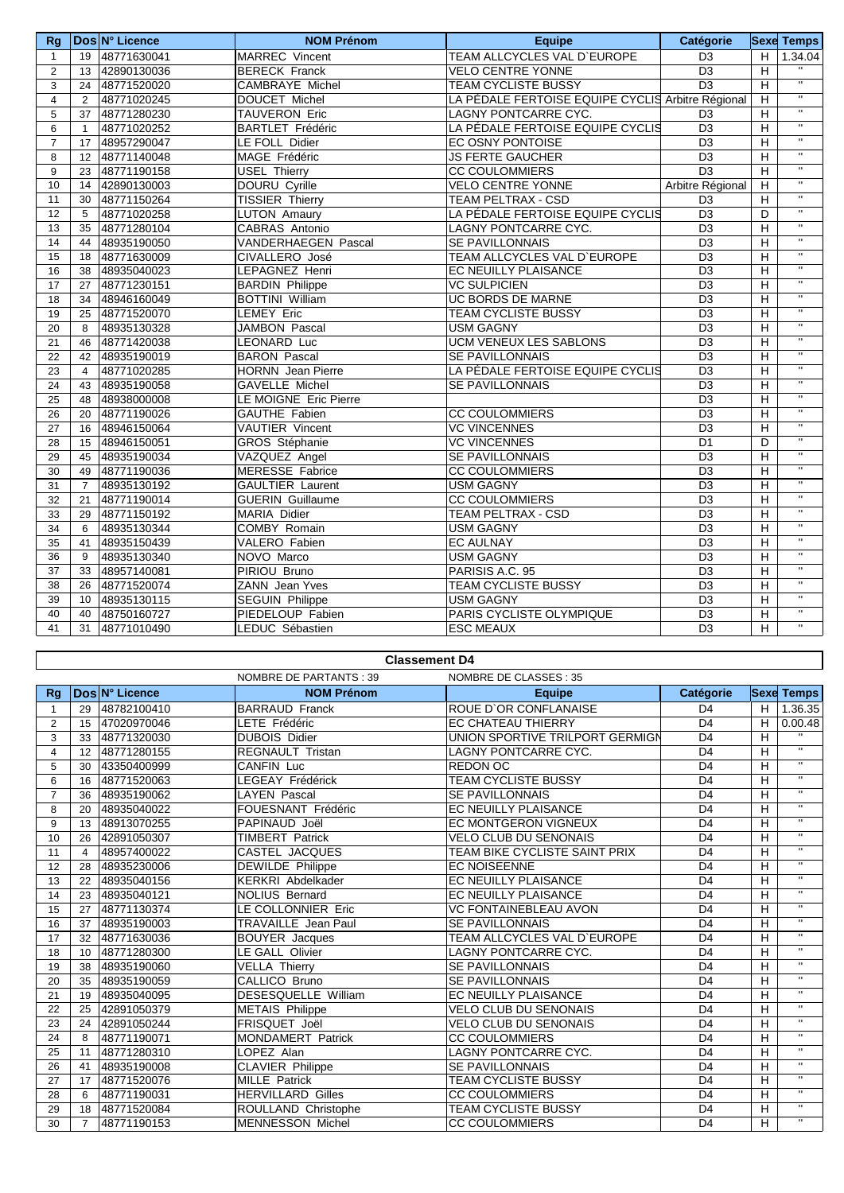| Rg | Dos | N° Licence | NOM Prénom | Equipe | Catégorie | Sexe | Temps |
|---|---|---|---|---|---|---|---|
| 1 | 19 | 48771630041 | MARREC Vincent | TEAM ALLCYCLES VAL D`EUROPE | D3 | H | 1.34.04 |
| 2 | 13 | 42890130036 | BERECK Franck | VELO CENTRE YONNE | D3 | H | " |
| 3 | 24 | 48771520020 | CAMBRAYE Michel | TEAM CYCLISTE BUSSY | D3 | H | " |
| 4 | 2 | 48771020245 | DOUCET Michel | LA PÉDALE FERTOISE EQUIPE CYCLIS | Arbitre Régional | H | " |
| 5 | 37 | 48771280230 | TAUVERON Eric | LAGNY PONTCARRE CYC. | D3 | H | " |
| 6 | 1 | 48771020252 | BARTLET Frédéric | LA PÉDALE FERTOISE EQUIPE CYCLIS | D3 | H | " |
| 7 | 17 | 48957290047 | LE FOLL Didier | EC OSNY PONTOISE | D3 | H | " |
| 8 | 12 | 48771140048 | MAGE Frédéric | JS FERTE GAUCHER | D3 | H | " |
| 9 | 23 | 48771190158 | USEL Thierry | CC COULOMMIERS | D3 | H | " |
| 10 | 14 | 42890130003 | DOURU Cyrille | VELO CENTRE YONNE | Arbitre Régional | H | " |
| 11 | 30 | 48771150264 | TISSIER Thierry | TEAM PELTRAX - CSD | D3 | H | " |
| 12 | 5 | 48771020258 | LUTON Amaury | LA PÉDALE FERTOISE EQUIPE CYCLIS | D3 | D | " |
| 13 | 35 | 48771280104 | CABRAS Antonio | LAGNY PONTCARRE CYC. | D3 | H | " |
| 14 | 44 | 48935190050 | VANDERHAEGEN Pascal | SE PAVILLONNAIS | D3 | H | " |
| 15 | 18 | 48771630009 | CIVALLERO José | TEAM ALLCYCLES VAL D`EUROPE | D3 | H | " |
| 16 | 38 | 48935040023 | LEPAGNEZ Henri | EC NEUILLY PLAISANCE | D3 | H | " |
| 17 | 27 | 48771230151 | BARDIN Philippe | VC SULPICIEN | D3 | H | " |
| 18 | 34 | 48946160049 | BOTTINI William | UC BORDS DE MARNE | D3 | H | " |
| 19 | 25 | 48771520070 | LEMEY Eric | TEAM CYCLISTE BUSSY | D3 | H | " |
| 20 | 8 | 48935130328 | JAMBON Pascal | USM GAGNY | D3 | H | " |
| 21 | 46 | 48771420038 | LEONARD Luc | UCM VENEUX LES SABLONS | D3 | H | " |
| 22 | 42 | 48935190019 | BARON Pascal | SE PAVILLONNAIS | D3 | H | " |
| 23 | 4 | 48771020285 | HORNN Jean Pierre | LA PÉDALE FERTOISE EQUIPE CYCLIS | D3 | H | " |
| 24 | 43 | 48935190058 | GAVELLE Michel | SE PAVILLONNAIS | D3 | H | " |
| 25 | 48 | 48938000008 | LE MOIGNE Eric Pierre | | D3 | H | " |
| 26 | 20 | 48771190026 | GAUTHE Fabien | CC COULOMMIERS | D3 | H | " |
| 27 | 16 | 48946150064 | VAUTIER Vincent | VC VINCENNES | D3 | H | " |
| 28 | 15 | 48946150051 | GROS Stéphanie | VC VINCENNES | D1 | D | " |
| 29 | 45 | 48935190034 | VAZQUEZ Angel | SE PAVILLONNAIS | D3 | H | " |
| 30 | 49 | 48771190036 | MERESSE Fabrice | CC COULOMMIERS | D3 | H | " |
| 31 | 7 | 48935130192 | GAULTIER Laurent | USM GAGNY | D3 | H | " |
| 32 | 21 | 48771190014 | GUERIN Guillaume | CC COULOMMIERS | D3 | H | " |
| 33 | 29 | 48771150192 | MARIA Didier | TEAM PELTRAX - CSD | D3 | H | " |
| 34 | 6 | 48935130344 | COMBY Romain | USM GAGNY | D3 | H | " |
| 35 | 41 | 48935150439 | VALERO Fabien | EC AULNAY | D3 | H | " |
| 36 | 9 | 48935130340 | NOVO Marco | USM GAGNY | D3 | H | " |
| 37 | 33 | 48957140081 | PIRIOU Bruno | PARISIS A.C. 95 | D3 | H | " |
| 38 | 26 | 48771520074 | ZANN Jean Yves | TEAM CYCLISTE BUSSY | D3 | H | " |
| 39 | 10 | 48935130115 | SEGUIN Philippe | USM GAGNY | D3 | H | " |
| 40 | 40 | 48750160727 | PIEDELOUP Fabien | PARIS CYCLISTE OLYMPIQUE | D3 | H | " |
| 41 | 31 | 48771010490 | LEDUC Sébastien | ESC MEAUX | D3 | H | " |

## Classement D4

NOMBRE DE PARTANTS : 39 — NOMBRE DE CLASSES : 35

| Rg | Dos | N° Licence | NOM Prénom | Equipe | Catégorie | Sexe | Temps |
|---|---|---|---|---|---|---|---|
| 1 | 29 | 48782100410 | BARRAUD Franck | ROUE D`OR CONFLANAISE | D4 | H | 1.36.35 |
| 2 | 15 | 47020970046 | LETE Frédéric | EC CHATEAU THIERRY | D4 | H | 0.00.48 |
| 3 | 33 | 48771320030 | DUBOIS Didier | UNION SPORTIVE TRILPORT GERMIGN | D4 | H | " |
| 4 | 12 | 48771280155 | REGNAULT Tristan | LAGNY PONTCARRE CYC. | D4 | H | " |
| 5 | 30 | 43350400999 | CANFIN Luc | REDON OC | D4 | H | " |
| 6 | 16 | 48771520063 | LEGEAY Frédérick | TEAM CYCLISTE BUSSY | D4 | H | " |
| 7 | 36 | 48935190062 | LAYEN Pascal | SE PAVILLONNAIS | D4 | H | " |
| 8 | 20 | 48935040022 | FOUESNANT Frédéric | EC NEUILLY PLAISANCE | D4 | H | " |
| 9 | 13 | 48913070255 | PAPINAUD Joël | EC MONTGERON VIGNEUX | D4 | H | " |
| 10 | 26 | 42891050307 | TIMBERT Patrick | VELO CLUB DU SENONAIS | D4 | H | " |
| 11 | 4 | 48957400022 | CASTEL JACQUES | TEAM BIKE CYCLISTE SAINT PRIX | D4 | H | " |
| 12 | 28 | 48935230006 | DEWILDE Philippe | EC NOISEENNE | D4 | H | " |
| 13 | 22 | 48935040156 | KERKRI Abdelkader | EC NEUILLY PLAISANCE | D4 | H | " |
| 14 | 23 | 48935040121 | NOLIUS Bernard | EC NEUILLY PLAISANCE | D4 | H | " |
| 15 | 27 | 48771130374 | LE COLLONNIER Eric | VC FONTAINEBLEAU AVON | D4 | H | " |
| 16 | 37 | 48935190003 | TRAVAILLE Jean Paul | SE PAVILLONNAIS | D4 | H | " |
| 17 | 32 | 48771630036 | BOUYER Jacques | TEAM ALLCYCLES VAL D`EUROPE | D4 | H | " |
| 18 | 10 | 48771280300 | LE GALL Olivier | LAGNY PONTCARRE CYC. | D4 | H | " |
| 19 | 38 | 48935190060 | VELLA Thierry | SE PAVILLONNAIS | D4 | H | " |
| 20 | 35 | 48935190059 | CALLICO Bruno | SE PAVILLONNAIS | D4 | H | " |
| 21 | 19 | 48935040095 | DESESQUELLE William | EC NEUILLY PLAISANCE | D4 | H | " |
| 22 | 25 | 42891050379 | METAIS Philippe | VELO CLUB DU SENONAIS | D4 | H | " |
| 23 | 24 | 42891050244 | FRISQUET Joël | VELO CLUB DU SENONAIS | D4 | H | " |
| 24 | 8 | 48771190071 | MONDAMERT Patrick | CC COULOMMIERS | D4 | H | " |
| 25 | 11 | 48771280310 | LOPEZ Alan | LAGNY PONTCARRE CYC. | D4 | H | " |
| 26 | 41 | 48935190008 | CLAVIER Philippe | SE PAVILLONNAIS | D4 | H | " |
| 27 | 17 | 48771520076 | MILLE Patrick | TEAM CYCLISTE BUSSY | D4 | H | " |
| 28 | 6 | 48771190031 | HERVILLARD Gilles | CC COULOMMIERS | D4 | H | " |
| 29 | 18 | 48771520084 | ROULLAND Christophe | TEAM CYCLISTE BUSSY | D4 | H | " |
| 30 | 7 | 48771190153 | MENNESSON Michel | CC COULOMMIERS | D4 | H | " |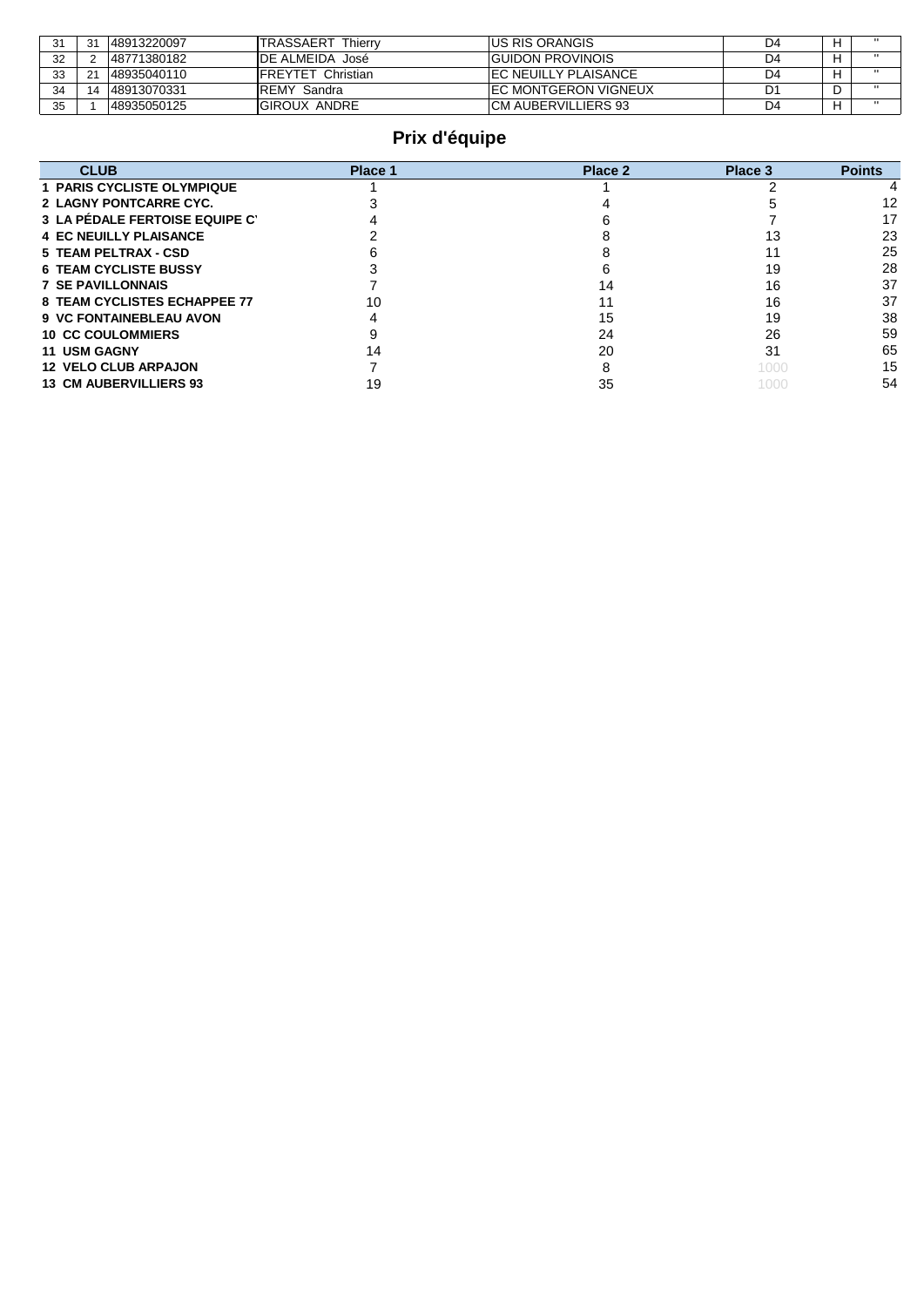| | | | | | | | |
|---|---|---|---|---|---|---|---|
| 31 | 31 | 48913220097 | TRASSAERT Thierry | US RIS ORANGIS | D4 | H | '' |
| 32 | 2 | 48771380182 | DE ALMEIDA José | GUIDON PROVINOIS | D4 | H | '' |
| 33 | 21 | 48935040110 | FREYTET Christian | EC NEUILLY PLAISANCE | D4 | H | '' |
| 34 | 14 | 48913070331 | REMY Sandra | EC MONTGERON VIGNEUX | D1 | D | '' |
| 35 | 1 | 48935050125 | GIROUX ANDRE | CM AUBERVILLIERS 93 | D4 | H | '' |

## Prix d'équipe

| CLUB | Place 1 | Place 2 | Place 3 | Points |
|---|---|---|---|---|
| **1 PARIS CYCLISTE OLYMPIQUE** | 1 | 1 | 2 | 4 |
| **2 LAGNY PONTCARRE CYC.** | 3 | 4 | 5 | 12 |
| **3 LA PÉDALE FERTOISE EQUIPE C'** | 4 | 6 | 7 | 17 |
| **4 EC NEUILLY PLAISANCE** | 2 | 8 | 13 | 23 |
| **5 TEAM PELTRAX - CSD** | 6 | 8 | 11 | 25 |
| **6 TEAM CYCLISTE BUSSY** | 3 | 6 | 19 | 28 |
| **7 SE PAVILLONNAIS** | 7 | 14 | 16 | 37 |
| **8 TEAM CYCLISTES ECHAPPEE 77** | 10 | 11 | 16 | 37 |
| **9 VC FONTAINEBLEAU AVON** | 4 | 15 | 19 | 38 |
| **10 CC COULOMMIERS** | 9 | 24 | 26 | 59 |
| **11 USM GAGNY** | 14 | 20 | 31 | 65 |
| **12 VELO CLUB ARPAJON** | 7 | 8 | 1000 | 15 |
| **13 CM AUBERVILLIERS 93** | 19 | 35 | 1000 | 54 |